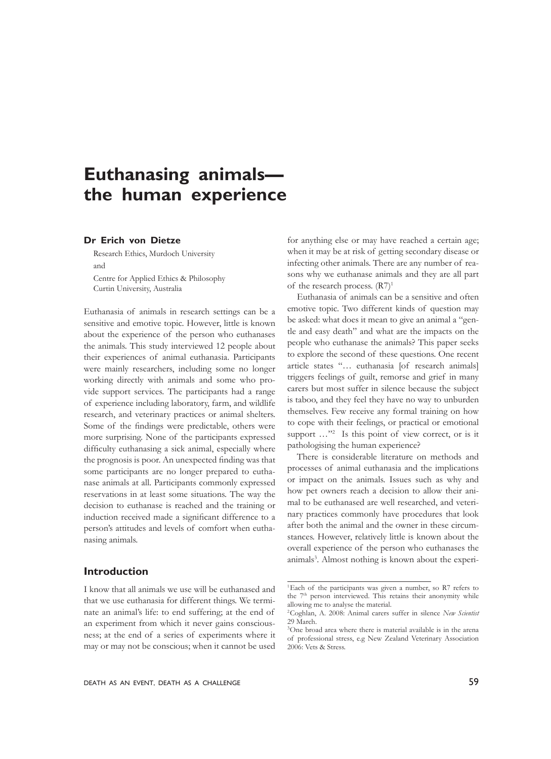# Euthanasing animals—the human experience

**Dr Erich von Dietze**

Research Ethics, Murdoch University

and

Centre for Applied Ethics & Philosophy Curtin University, Australia

Euthanasia of animals in research settings can be a sensitive and emotive topic. However, little is known about the experience of the person who euthanases the animals. This study interviewed 12 people about their experiences of animal euthanasia. Participants were mainly researchers, including some no longer working directly with animals and some who provide support services. The participants had a range of experience including laboratory, farm, and wildlife research, and veterinary practices or animal shelters. Some of the findings were predictable, others were more surprising. None of the participants expressed difficulty euthanasing a sick animal, especially where the prognosis is poor. An unexpected finding was that some participants are no longer prepared to euthanase animals at all. Participants commonly expressed reservations in at least some situations. The way the decision to euthanase is reached and the training or induction received made a significant difference to a person's attitudes and levels of comfort when euthanasing animals.

## Introduction

I know that all animals we use will be euthanased and that we use euthanasia for different things. We terminate an animal's life: to end suffering; at the end of an experiment from which it never gains consciousness; at the end of a series of experiments where it may or may not be conscious; when it cannot be used for anything else or may have reached a certain age; when it may be at risk of getting secondary disease or infecting other animals. There are any number of reasons why we euthanase animals and they are all part of the research process. (R7)[1]

Euthanasia of animals can be a sensitive and often emotive topic. Two different kinds of question may be asked: what does it mean to give an animal a "gentle and easy death" and what are the impacts on the people who euthanase the animals? This paper seeks to explore the second of these questions. One recent article states "… euthanasia [of research animals] triggers feelings of guilt, remorse and grief in many carers but most suffer in silence because the subject is taboo, and they feel they have no way to unburden themselves. Few receive any formal training on how to cope with their feelings, or practical or emotional support …"[2] Is this point of view correct, or is it pathologising the human experience?

There is considerable literature on methods and processes of animal euthanasia and the implications or impact on the animals. Issues such as why and how pet owners reach a decision to allow their animal to be euthanased are well researched, and veterinary practices commonly have procedures that look after both the animal and the owner in these circumstances. However, relatively little is known about the overall experience of the person who euthanases the animals[3]. Almost nothing is known about the experi-

---

[1] Each of the participants was given a number, so R7 refers to the 7th person interviewed. This retains their anonymity while allowing me to analyse the material.

[2] Coghlan, A. 2008: Animal carers suffer in silence *New Scientist* 29 March.

[3] One broad area where there is material available is in the arena of professional stress, e.g New Zealand Veterinary Association 2006: Vets & Stress.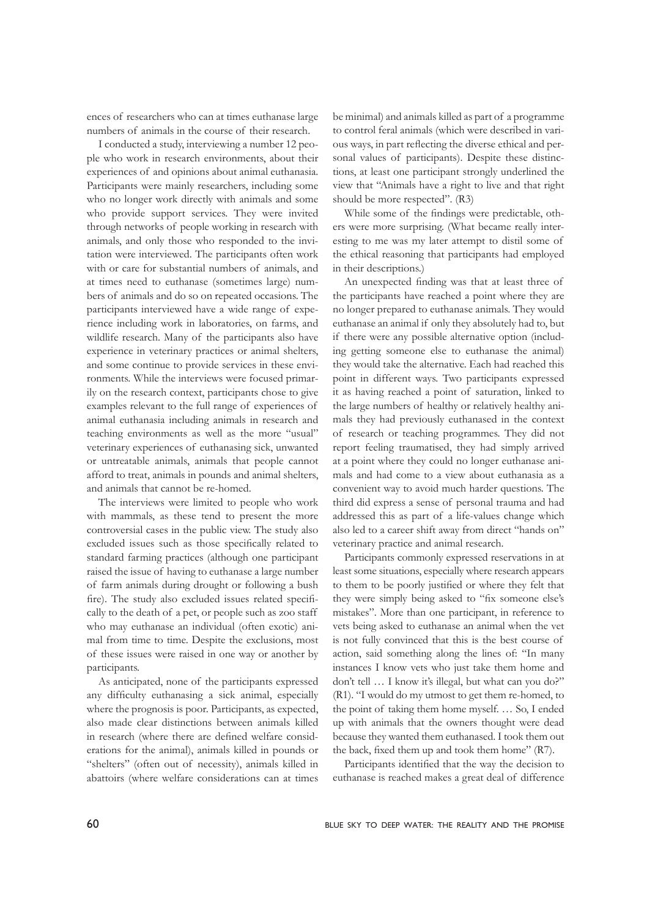ences of researchers who can at times euthanase large numbers of animals in the course of their research.

I conducted a study, interviewing a number 12 people who work in research environments, about their experiences of and opinions about animal euthanasia. Participants were mainly researchers, including some who no longer work directly with animals and some who provide support services. They were invited through networks of people working in research with animals, and only those who responded to the invitation were interviewed. The participants often work with or care for substantial numbers of animals, and at times need to euthanase (sometimes large) numbers of animals and do so on repeated occasions. The participants interviewed have a wide range of experience including work in laboratories, on farms, and wildlife research. Many of the participants also have experience in veterinary practices or animal shelters, and some continue to provide services in these environments. While the interviews were focused primarily on the research context, participants chose to give examples relevant to the full range of experiences of animal euthanasia including animals in research and teaching environments as well as the more "usual" veterinary experiences of euthanasing sick, unwanted or untreatable animals, animals that people cannot afford to treat, animals in pounds and animal shelters, and animals that cannot be re-homed.

The interviews were limited to people who work with mammals, as these tend to present the more controversial cases in the public view. The study also excluded issues such as those specifically related to standard farming practices (although one participant raised the issue of having to euthanase a large number of farm animals during drought or following a bush fire). The study also excluded issues related specifically to the death of a pet, or people such as zoo staff who may euthanase an individual (often exotic) animal from time to time. Despite the exclusions, most of these issues were raised in one way or another by participants.

As anticipated, none of the participants expressed any difficulty euthanasing a sick animal, especially where the prognosis is poor. Participants, as expected, also made clear distinctions between animals killed in research (where there are defined welfare considerations for the animal), animals killed in pounds or "shelters" (often out of necessity), animals killed in abattoirs (where welfare considerations can at times be minimal) and animals killed as part of a programme to control feral animals (which were described in various ways, in part reflecting the diverse ethical and personal values of participants). Despite these distinctions, at least one participant strongly underlined the view that "Animals have a right to live and that right should be more respected". (R3)

While some of the findings were predictable, others were more surprising. (What became really interesting to me was my later attempt to distil some of the ethical reasoning that participants had employed in their descriptions.)

An unexpected finding was that at least three of the participants have reached a point where they are no longer prepared to euthanase animals. They would euthanase an animal if only they absolutely had to, but if there were any possible alternative option (including getting someone else to euthanase the animal) they would take the alternative. Each had reached this point in different ways. Two participants expressed it as having reached a point of saturation, linked to the large numbers of healthy or relatively healthy animals they had previously euthanased in the context of research or teaching programmes. They did not report feeling traumatised, they had simply arrived at a point where they could no longer euthanase animals and had come to a view about euthanasia as a convenient way to avoid much harder questions. The third did express a sense of personal trauma and had addressed this as part of a life-values change which also led to a career shift away from direct "hands on" veterinary practice and animal research.

Participants commonly expressed reservations in at least some situations, especially where research appears to them to be poorly justified or where they felt that they were simply being asked to "fix someone else's mistakes". More than one participant, in reference to vets being asked to euthanase an animal when the vet is not fully convinced that this is the best course of action, said something along the lines of: "In many instances I know vets who just take them home and don't tell … I know it's illegal, but what can you do?" (R1). "I would do my utmost to get them re-homed, to the point of taking them home myself. … So, I ended up with animals that the owners thought were dead because they wanted them euthanased. I took them out the back, fixed them up and took them home" (R7).

Participants identified that the way the decision to euthanase is reached makes a great deal of difference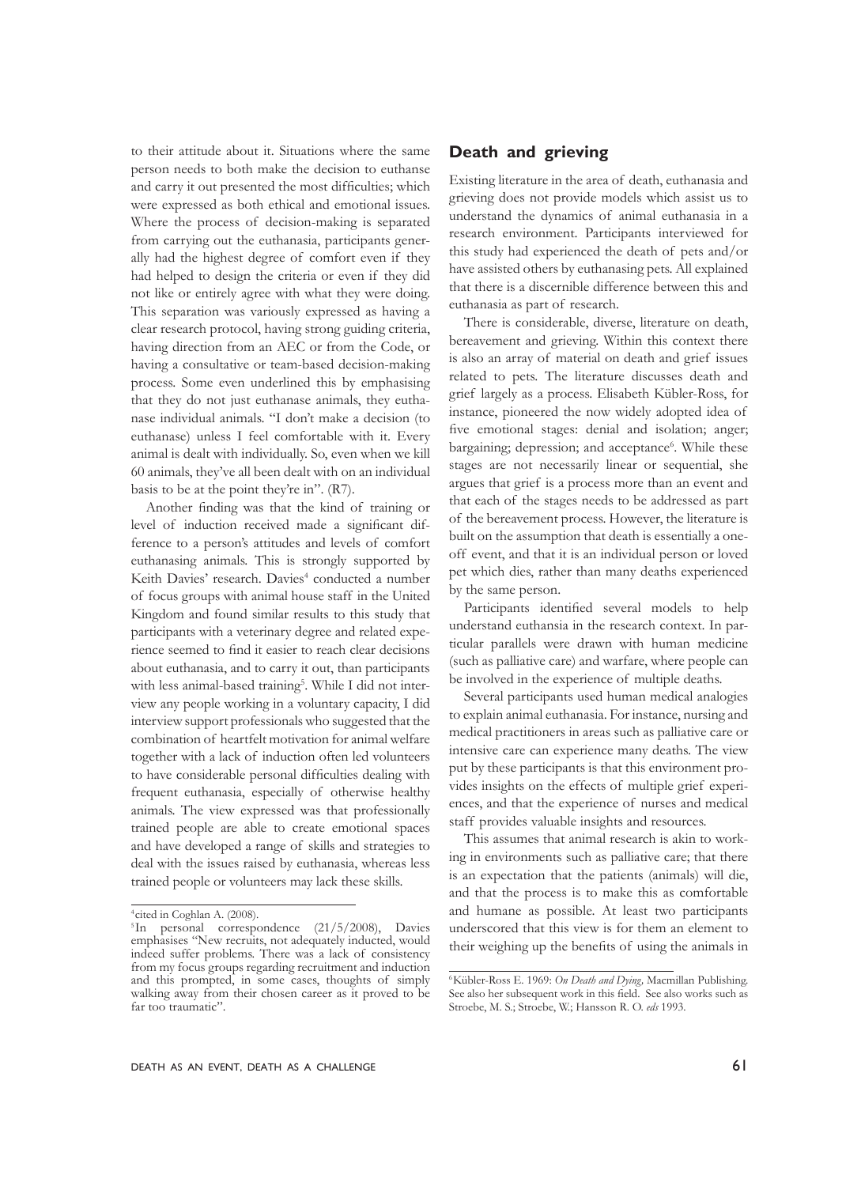to their attitude about it. Situations where the same person needs to both make the decision to euthanse and carry it out presented the most difficulties; which were expressed as both ethical and emotional issues. Where the process of decision-making is separated from carrying out the euthanasia, participants generally had the highest degree of comfort even if they had helped to design the criteria or even if they did not like or entirely agree with what they were doing. This separation was variously expressed as having a clear research protocol, having strong guiding criteria, having direction from an AEC or from the Code, or having a consultative or team-based decision-making process. Some even underlined this by emphasising that they do not just euthanase animals, they euthanase individual animals. "I don't make a decision (to euthanase) unless I feel comfortable with it. Every animal is dealt with individually. So, even when we kill 60 animals, they've all been dealt with on an individual basis to be at the point they're in". (R7).

Another finding was that the kind of training or level of induction received made a significant difference to a person's attitudes and levels of comfort euthanasing animals. This is strongly supported by Keith Davies' research. Davies[4] conducted a number of focus groups with animal house staff in the United Kingdom and found similar results to this study that participants with a veterinary degree and related experience seemed to find it easier to reach clear decisions about euthanasia, and to carry it out, than participants with less animal-based training[5]. While I did not interview any people working in a voluntary capacity, I did interview support professionals who suggested that the combination of heartfelt motivation for animal welfare together with a lack of induction often led volunteers to have considerable personal difficulties dealing with frequent euthanasia, especially of otherwise healthy animals. The view expressed was that professionally trained people are able to create emotional spaces and have developed a range of skills and strategies to deal with the issues raised by euthanasia, whereas less trained people or volunteers may lack these skills.

[4] cited in Coghlan A. (2008).

[5] In personal correspondence (21/5/2008), Davies emphasises "New recruits, not adequately inducted, would indeed suffer problems. There was a lack of consistency from my focus groups regarding recruitment and induction and this prompted, in some cases, thoughts of simply walking away from their chosen career as it proved to be far too traumatic".

## Death and grieving

Existing literature in the area of death, euthanasia and grieving does not provide models which assist us to understand the dynamics of animal euthanasia in a research environment. Participants interviewed for this study had experienced the death of pets and/or have assisted others by euthanasing pets. All explained that there is a discernible difference between this and euthanasia as part of research.

There is considerable, diverse, literature on death, bereavement and grieving. Within this context there is also an array of material on death and grief issues related to pets. The literature discusses death and grief largely as a process. Elisabeth Kübler-Ross, for instance, pioneered the now widely adopted idea of five emotional stages: denial and isolation; anger; bargaining; depression; and acceptance[6]. While these stages are not necessarily linear or sequential, she argues that grief is a process more than an event and that each of the stages needs to be addressed as part of the bereavement process. However, the literature is built on the assumption that death is essentially a one-off event, and that it is an individual person or loved pet which dies, rather than many deaths experienced by the same person.

Participants identified several models to help understand euthanasia in the research context. In particular parallels were drawn with human medicine (such as palliative care) and warfare, where people can be involved in the experience of multiple deaths.

Several participants used human medical analogies to explain animal euthanasia. For instance, nursing and medical practitioners in areas such as palliative care or intensive care can experience many deaths. The view put by these participants is that this environment provides insights on the effects of multiple grief experiences, and that the experience of nurses and medical staff provides valuable insights and resources.

This assumes that animal research is akin to working in environments such as palliative care; that there is an expectation that the patients (animals) will die, and that the process is to make this as comfortable and humane as possible. At least two participants underscored that this view is for them an element to their weighing up the benefits of using the animals in

[6] Kübler-Ross E. 1969: *On Death and Dying,* Macmillan Publishing. See also her subsequent work in this field. See also works such as Stroebe, M. S.; Stroebe, W.; Hansson R. O. *eds* 1993.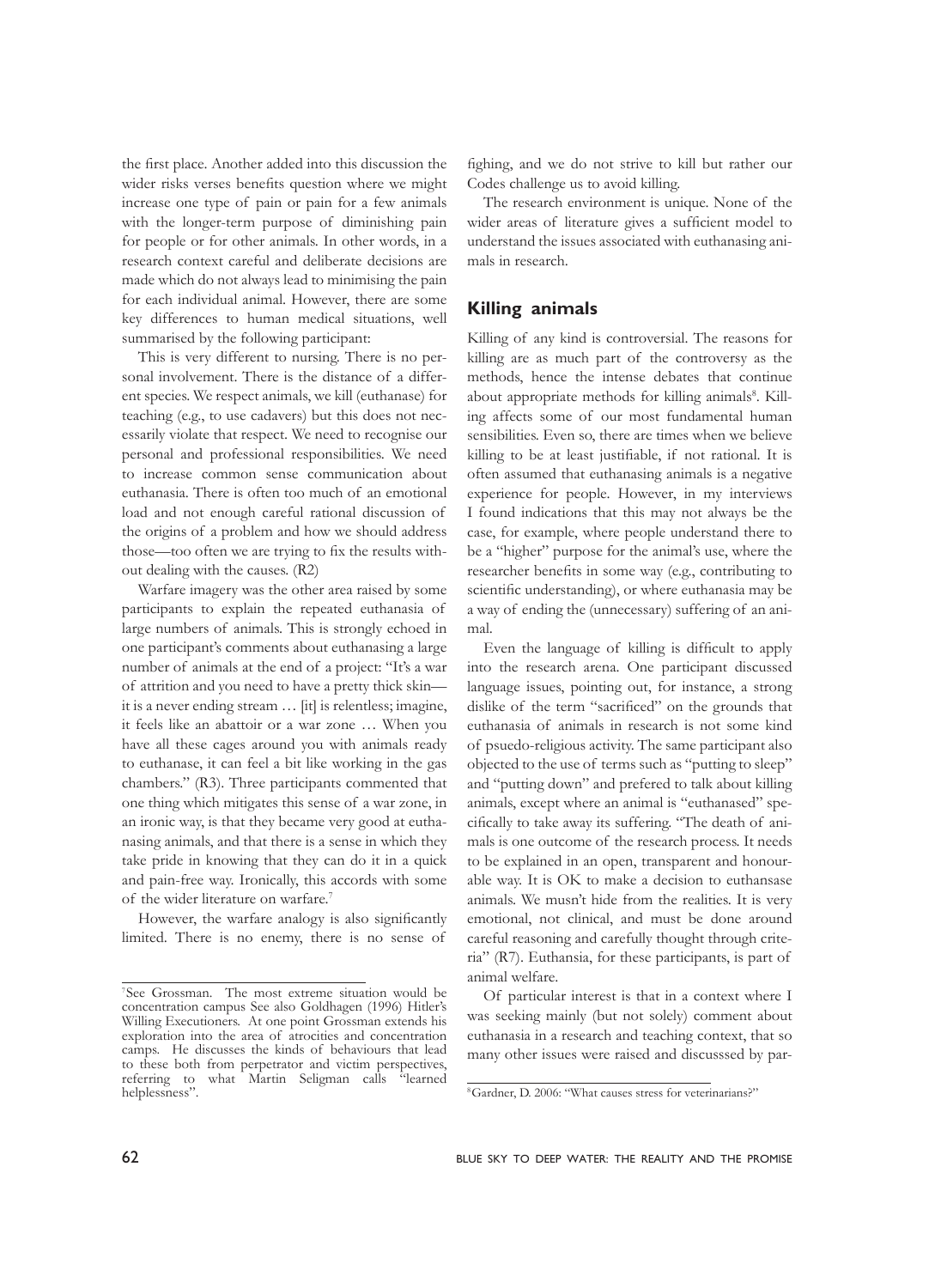the first place. Another added into this discussion the wider risks verses benefits question where we might increase one type of pain or pain for a few animals with the longer-term purpose of diminishing pain for people or for other animals. In other words, in a research context careful and deliberate decisions are made which do not always lead to minimising the pain for each individual animal. However, there are some key differences to human medical situations, well summarised by the following participant:

This is very different to nursing. There is no personal involvement. There is the distance of a different species. We respect animals, we kill (euthanase) for teaching (e.g., to use cadavers) but this does not necessarily violate that respect. We need to recognise our personal and professional responsibilities. We need to increase common sense communication about euthanasia. There is often too much of an emotional load and not enough careful rational discussion of the origins of a problem and how we should address those—too often we are trying to fix the results without dealing with the causes. (R2)

Warfare imagery was the other area raised by some participants to explain the repeated euthanasia of large numbers of animals. This is strongly echoed in one participant's comments about euthanasing a large number of animals at the end of a project: "It's a war of attrition and you need to have a pretty thick skin—it is a never ending stream … [it] is relentless; imagine, it feels like an abattoir or a war zone … When you have all these cages around you with animals ready to euthanase, it can feel a bit like working in the gas chambers." (R3). Three participants commented that one thing which mitigates this sense of a war zone, in an ironic way, is that they became very good at euthanasing animals, and that there is a sense in which they take pride in knowing that they can do it in a quick and pain-free way. Ironically, this accords with some of the wider literature on warfare.[7]

However, the warfare analogy is also significantly limited. There is no enemy, there is no sense of fighing, and we do not strive to kill but rather our Codes challenge us to avoid killing.

The research environment is unique. None of the wider areas of literature gives a sufficient model to understand the issues associated with euthanasing animals in research.

## Killing animals

Killing of any kind is controversial. The reasons for killing are as much part of the controversy as the methods, hence the intense debates that continue about appropriate methods for killing animals[8]. Killing affects some of our most fundamental human sensibilities. Even so, there are times when we believe killing to be at least justifiable, if not rational. It is often assumed that euthanasing animals is a negative experience for people. However, in my interviews I found indications that this may not always be the case, for example, where people understand there to be a "higher" purpose for the animal's use, where the researcher benefits in some way (e.g., contributing to scientific understanding), or where euthanasia may be a way of ending the (unnecessary) suffering of an animal.

Even the language of killing is difficult to apply into the research arena. One participant discussed language issues, pointing out, for instance, a strong dislike of the term "sacrificed" on the grounds that euthanasia of animals in research is not some kind of psuedo-religious activity. The same participant also objected to the use of terms such as "putting to sleep" and "putting down" and prefered to talk about killing animals, except where an animal is "euthanased" specifically to take away its suffering. "The death of animals is one outcome of the research process. It needs to be explained in an open, transparent and honourable way. It is OK to make a decision to euthansase animals. We musn't hide from the realities. It is very emotional, not clinical, and must be done around careful reasoning and carefully thought through criteria" (R7). Euthansia, for these participants, is part of animal welfare.

Of particular interest is that in a context where I was seeking mainly (but not solely) comment about euthanasia in a research and teaching context, that so many other issues were raised and discusssed by par-

---

[7] See Grossman. The most extreme situation would be concentration campus See also Goldhagen (1996) Hitler's Willing Executioners. At one point Grossman extends his exploration into the area of atrocities and concentration camps. He discusses the kinds of behaviours that lead to these both from perpetrator and victim perspectives, referring to what Martin Seligman calls "learned helplessness".

[8] Gardner, D. 2006: "What causes stress for veterinarians?"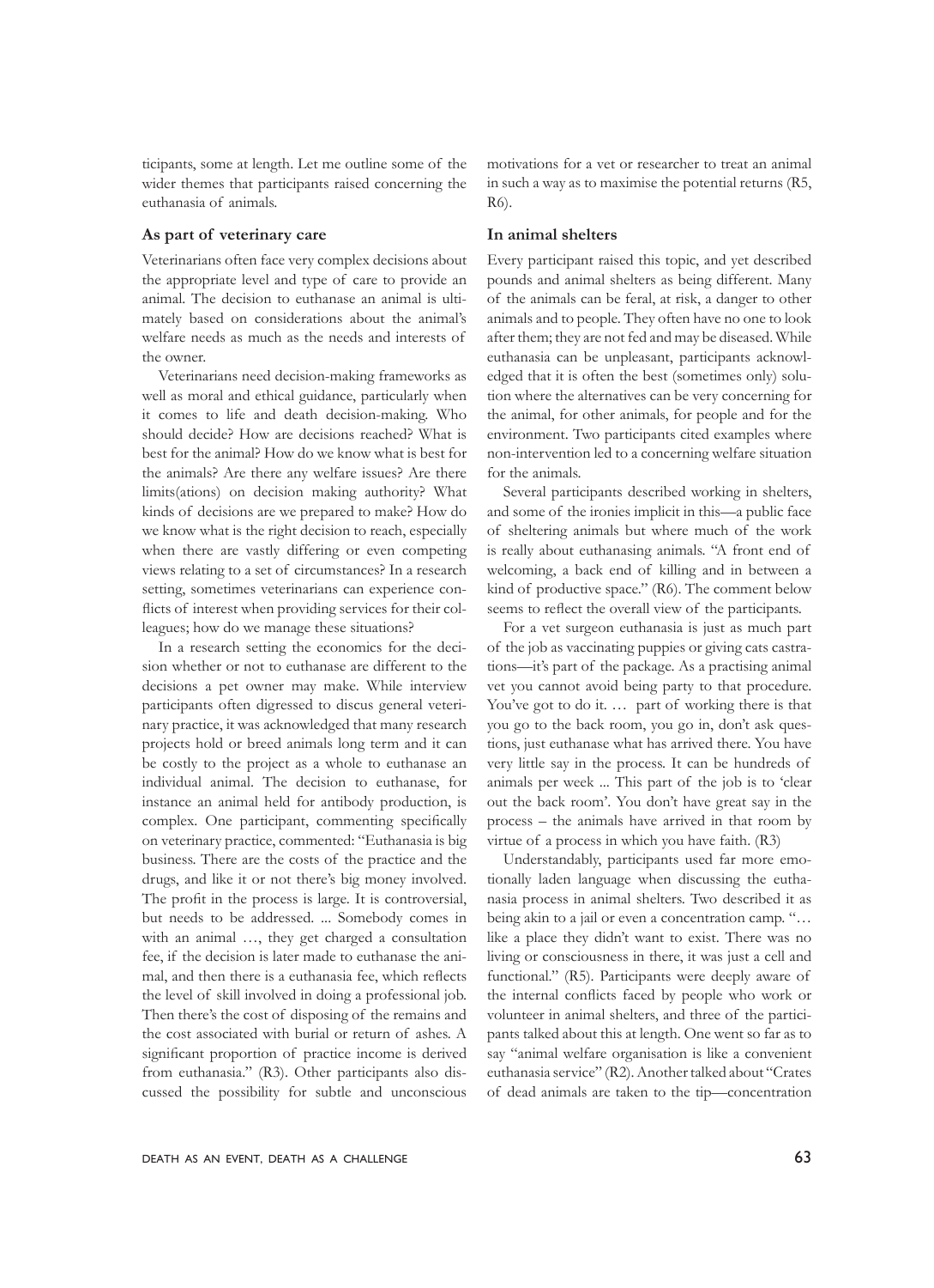ticipants, some at length. Let me outline some of the wider themes that participants raised concerning the euthanasia of animals.

### As part of veterinary care

Veterinarians often face very complex decisions about the appropriate level and type of care to provide an animal. The decision to euthanase an animal is ultimately based on considerations about the animal's welfare needs as much as the needs and interests of the owner.

Veterinarians need decision-making frameworks as well as moral and ethical guidance, particularly when it comes to life and death decision-making. Who should decide? How are decisions reached? What is best for the animal? How do we know what is best for the animals? Are there any welfare issues? Are there limits(ations) on decision making authority? What kinds of decisions are we prepared to make? How do we know what is the right decision to reach, especially when there are vastly differing or even competing views relating to a set of circumstances? In a research setting, sometimes veterinarians can experience conflicts of interest when providing services for their colleagues; how do we manage these situations?

In a research setting the economics for the decision whether or not to euthanase are different to the decisions a pet owner may make. While interview participants often digressed to discus general veterinary practice, it was acknowledged that many research projects hold or breed animals long term and it can be costly to the project as a whole to euthanase an individual animal. The decision to euthanase, for instance an animal held for antibody production, is complex. One participant, commenting specifically on veterinary practice, commented: "Euthanasia is big business. There are the costs of the practice and the drugs, and like it or not there's big money involved. The profit in the process is large. It is controversial, but needs to be addressed. ... Somebody comes in with an animal …, they get charged a consultation fee, if the decision is later made to euthanase the animal, and then there is a euthanasia fee, which reflects the level of skill involved in doing a professional job. Then there's the cost of disposing of the remains and the cost associated with burial or return of ashes. A significant proportion of practice income is derived from euthanasia." (R3). Other participants also discussed the possibility for subtle and unconscious motivations for a vet or researcher to treat an animal in such a way as to maximise the potential returns (R5, R6).

### In animal shelters

Every participant raised this topic, and yet described pounds and animal shelters as being different. Many of the animals can be feral, at risk, a danger to other animals and to people. They often have no one to look after them; they are not fed and may be diseased. While euthanasia can be unpleasant, participants acknowledged that it is often the best (sometimes only) solution where the alternatives can be very concerning for the animal, for other animals, for people and for the environment. Two participants cited examples where non-intervention led to a concerning welfare situation for the animals.

Several participants described working in shelters, and some of the ironies implicit in this—a public face of sheltering animals but where much of the work is really about euthanasing animals. "A front end of welcoming, a back end of killing and in between a kind of productive space." (R6). The comment below seems to reflect the overall view of the participants.

> For a vet surgeon euthanasia is just as much part of the job as vaccinating puppies or giving cats castrations—it's part of the package. As a practising animal vet you cannot avoid being party to that procedure. You've got to do it. … part of working there is that you go to the back room, you go in, don't ask questions, just euthanase what has arrived there. You have very little say in the process. It can be hundreds of animals per week ... This part of the job is to 'clear out the back room'. You don't have great say in the process – the animals have arrived in that room by virtue of a process in which you have faith. (R3)

Understandably, participants used far more emotionally laden language when discussing the euthanasia process in animal shelters. Two described it as being akin to a jail or even a concentration camp. "… like a place they didn't want to exist. There was no living or consciousness in there, it was just a cell and functional." (R5). Participants were deeply aware of the internal conflicts faced by people who work or volunteer in animal shelters, and three of the participants talked about this at length. One went so far as to say "animal welfare organisation is like a convenient euthanasia service" (R2). Another talked about "Crates of dead animals are taken to the tip—concentration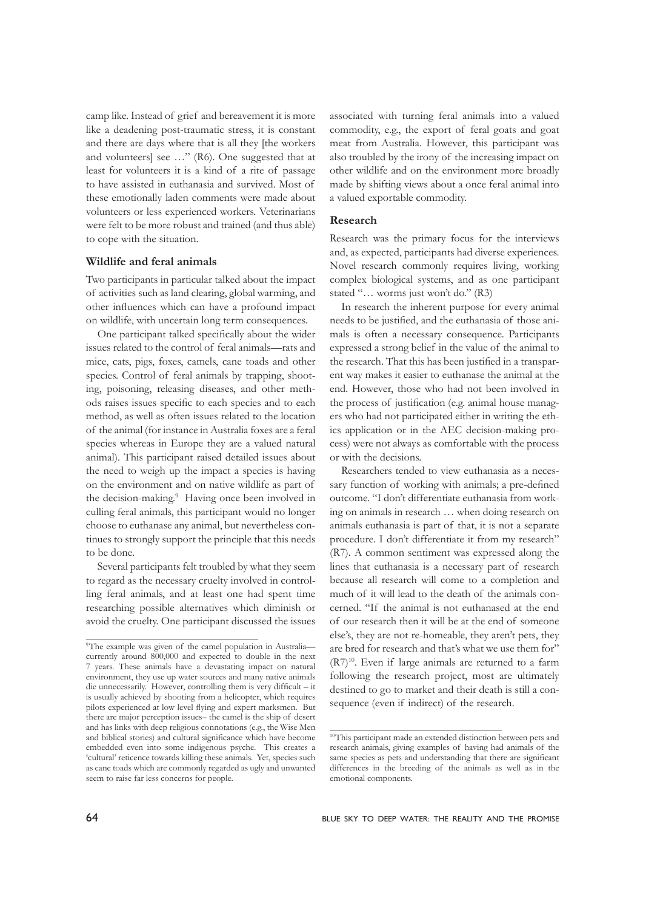camp like. Instead of grief and bereavement it is more like a deadening post-traumatic stress, it is constant and there are days where that is all they [the workers and volunteers] see …" (R6). One suggested that at least for volunteers it is a kind of a rite of passage to have assisted in euthanasia and survived. Most of these emotionally laden comments were made about volunteers or less experienced workers. Veterinarians were felt to be more robust and trained (and thus able) to cope with the situation.

### Wildlife and feral animals

Two participants in particular talked about the impact of activities such as land clearing, global warming, and other influences which can have a profound impact on wildlife, with uncertain long term consequences.

One participant talked specifically about the wider issues related to the control of feral animals—rats and mice, cats, pigs, foxes, camels, cane toads and other species. Control of feral animals by trapping, shooting, poisoning, releasing diseases, and other methods raises issues specific to each species and to each method, as well as often issues related to the location of the animal (for instance in Australia foxes are a feral species whereas in Europe they are a valued natural animal). This participant raised detailed issues about the need to weigh up the impact a species is having on the environment and on native wildlife as part of the decision-making.[9] Having once been involved in culling feral animals, this participant would no longer choose to euthanase any animal, but nevertheless continues to strongly support the principle that this needs to be done.

Several participants felt troubled by what they seem to regard as the necessary cruelty involved in controlling feral animals, and at least one had spent time researching possible alternatives which diminish or avoid the cruelty. One participant discussed the issues associated with turning feral animals into a valued commodity, e.g., the export of feral goats and goat meat from Australia. However, this participant was also troubled by the irony of the increasing impact on other wildlife and on the environment more broadly made by shifting views about a once feral animal into a valued exportable commodity.

### Research

Research was the primary focus for the interviews and, as expected, participants had diverse experiences. Novel research commonly requires living, working complex biological systems, and as one participant stated "… worms just won't do." (R3)

In research the inherent purpose for every animal needs to be justified, and the euthanasia of those animals is often a necessary consequence. Participants expressed a strong belief in the value of the animal to the research. That this has been justified in a transparent way makes it easier to euthanase the animal at the end. However, those who had not been involved in the process of justification (e.g. animal house managers who had not participated either in writing the ethics application or in the AEC decision-making process) were not always as comfortable with the process or with the decisions.

Researchers tended to view euthanasia as a necessary function of working with animals; a pre-defined outcome. "I don't differentiate euthanasia from working on animals in research … when doing research on animals euthanasia is part of that, it is not a separate procedure. I don't differentiate it from my research" (R7). A common sentiment was expressed along the lines that euthanasia is a necessary part of research because all research will come to a completion and much of it will lead to the death of the animals concerned. "If the animal is not euthanased at the end of our research then it will be at the end of someone else's, they are not re-homeable, they aren't pets, they are bred for research and that's what we use them for" (R7)[10]. Even if large animals are returned to a farm following the research project, most are ultimately destined to go to market and their death is still a consequence (even if indirect) of the research.

---

[9] The example was given of the camel population in Australia—currently around 800,000 and expected to double in the next 7 years. These animals have a devastating impact on natural environment, they use up water sources and many native animals die unnecessarily. However, controlling them is very difficult – it is usually achieved by shooting from a helicopter, which requires pilots experienced at low level flying and expert marksmen. But there are major perception issues– the camel is the ship of desert and has links with deep religious connotations (e.g., the Wise Men and biblical stories) and cultural significance which have become embedded even into some indigenous psyche. This creates a 'cultural' reticence towards killing these animals. Yet, species such as cane toads which are commonly regarded as ugly and unwanted seem to raise far less concerns for people.

[10] This participant made an extended distinction between pets and research animals, giving examples of having had animals of the same species as pets and understanding that there are significant differences in the breeding of the animals as well as in the emotional components.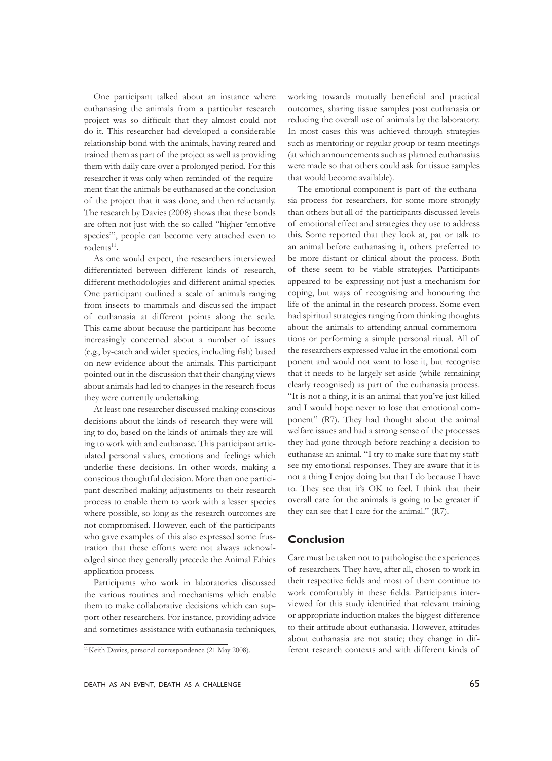One participant talked about an instance where euthanasing the animals from a particular research project was so difficult that they almost could not do it. This researcher had developed a considerable relationship bond with the animals, having reared and trained them as part of the project as well as providing them with daily care over a prolonged period. For this researcher it was only when reminded of the requirement that the animals be euthanased at the conclusion of the project that it was done, and then reluctantly. The research by Davies (2008) shows that these bonds are often not just with the so called "higher 'emotive species'", people can become very attached even to rodents[11].

As one would expect, the researchers interviewed differentiated between different kinds of research, different methodologies and different animal species. One participant outlined a scale of animals ranging from insects to mammals and discussed the impact of euthanasia at different points along the scale. This came about because the participant has become increasingly concerned about a number of issues (e.g., by-catch and wider species, including fish) based on new evidence about the animals. This participant pointed out in the discussion that their changing views about animals had led to changes in the research focus they were currently undertaking.

At least one researcher discussed making conscious decisions about the kinds of research they were willing to do, based on the kinds of animals they are willing to work with and euthanase. This participant articulated personal values, emotions and feelings which underlie these decisions. In other words, making a conscious thoughtful decision. More than one participant described making adjustments to their research process to enable them to work with a lesser species where possible, so long as the research outcomes are not compromised. However, each of the participants who gave examples of this also expressed some frustration that these efforts were not always acknowledged since they generally precede the Animal Ethics application process.

Participants who work in laboratories discussed the various routines and mechanisms which enable them to make collaborative decisions which can support other researchers. For instance, providing advice and sometimes assistance with euthanasia techniques, working towards mutually beneficial and practical outcomes, sharing tissue samples post euthanasia or reducing the overall use of animals by the laboratory. In most cases this was achieved through strategies such as mentoring or regular group or team meetings (at which announcements such as planned euthanasias were made so that others could ask for tissue samples that would become available).

The emotional component is part of the euthanasia process for researchers, for some more strongly than others but all of the participants discussed levels of emotional effect and strategies they use to address this. Some reported that they look at, pat or talk to an animal before euthanasing it, others preferred to be more distant or clinical about the process. Both of these seem to be viable strategies. Participants appeared to be expressing not just a mechanism for coping, but ways of recognising and honouring the life of the animal in the research process. Some even had spiritual strategies ranging from thinking thoughts about the animals to attending annual commemorations or performing a simple personal ritual. All of the researchers expressed value in the emotional component and would not want to lose it, but recognise that it needs to be largely set aside (while remaining clearly recognised) as part of the euthanasia process. "It is not a thing, it is an animal that you've just killed and I would hope never to lose that emotional component" (R7). They had thought about the animal welfare issues and had a strong sense of the processes they had gone through before reaching a decision to euthanase an animal. "I try to make sure that my staff see my emotional responses. They are aware that it is not a thing I enjoy doing but that I do because I have to. They see that it's OK to feel. I think that their overall care for the animals is going to be greater if they can see that I care for the animal." (R7).

## Conclusion

Care must be taken not to pathologise the experiences of researchers. They have, after all, chosen to work in their respective fields and most of them continue to work comfortably in these fields. Participants interviewed for this study identified that relevant training or appropriate induction makes the biggest difference to their attitude about euthanasia. However, attitudes about euthanasia are not static; they change in different research contexts and with different kinds of

[11] Keith Davies, personal correspondence (21 May 2008).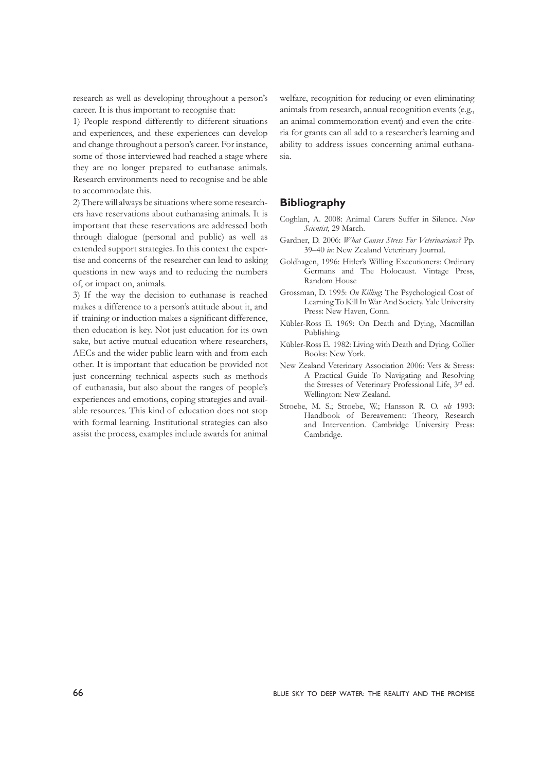research as well as developing throughout a person's career. It is thus important to recognise that:

1) People respond differently to different situations and experiences, and these experiences can develop and change throughout a person's career. For instance, some of those interviewed had reached a stage where they are no longer prepared to euthanase animals. Research environments need to recognise and be able to accommodate this.

2) There will always be situations where some researchers have reservations about euthanasing animals. It is important that these reservations are addressed both through dialogue (personal and public) as well as extended support strategies. In this context the expertise and concerns of the researcher can lead to asking questions in new ways and to reducing the numbers of, or impact on, animals.

3) If the way the decision to euthanase is reached makes a difference to a person's attitude about it, and if training or induction makes a significant difference, then education is key. Not just education for its own sake, but active mutual education where researchers, AECs and the wider public learn with and from each other. It is important that education be provided not just concerning technical aspects such as methods of euthanasia, but also about the ranges of people's experiences and emotions, coping strategies and available resources. This kind of education does not stop with formal learning. Institutional strategies can also assist the process, examples include awards for animal welfare, recognition for reducing or even eliminating animals from research, annual recognition events (e.g., an animal commemoration event) and even the criteria for grants can all add to a researcher's learning and ability to address issues concerning animal euthanasia.

## Bibliography

Coghlan, A. 2008: Animal Carers Suffer in Silence. *New Scientist,* 29 March.

Gardner, D. 2006: *What Causes Stress For Veterinarians?* Pp. 39–40 *in*: New Zealand Veterinary Journal.

Goldhagen, 1996: Hitler's Willing Executioners: Ordinary Germans and The Holocaust. Vintage Press, Random House

Grossman, D. 1995: *On Killing*: The Psychological Cost of Learning To Kill In War And Society. Yale University Press: New Haven, Conn.

Kübler-Ross E. 1969: On Death and Dying, Macmillan Publishing.

Kübler-Ross E. 1982: Living with Death and Dying. Collier Books: New York.

New Zealand Veterinary Association 2006: Vets & Stress: A Practical Guide To Navigating and Resolving the Stresses of Veterinary Professional Life, 3rd ed. Wellington: New Zealand.

Stroebe, M. S.; Stroebe, W.; Hansson R. O. *eds* 1993: Handbook of Bereavement: Theory, Research and Intervention. Cambridge University Press: Cambridge.